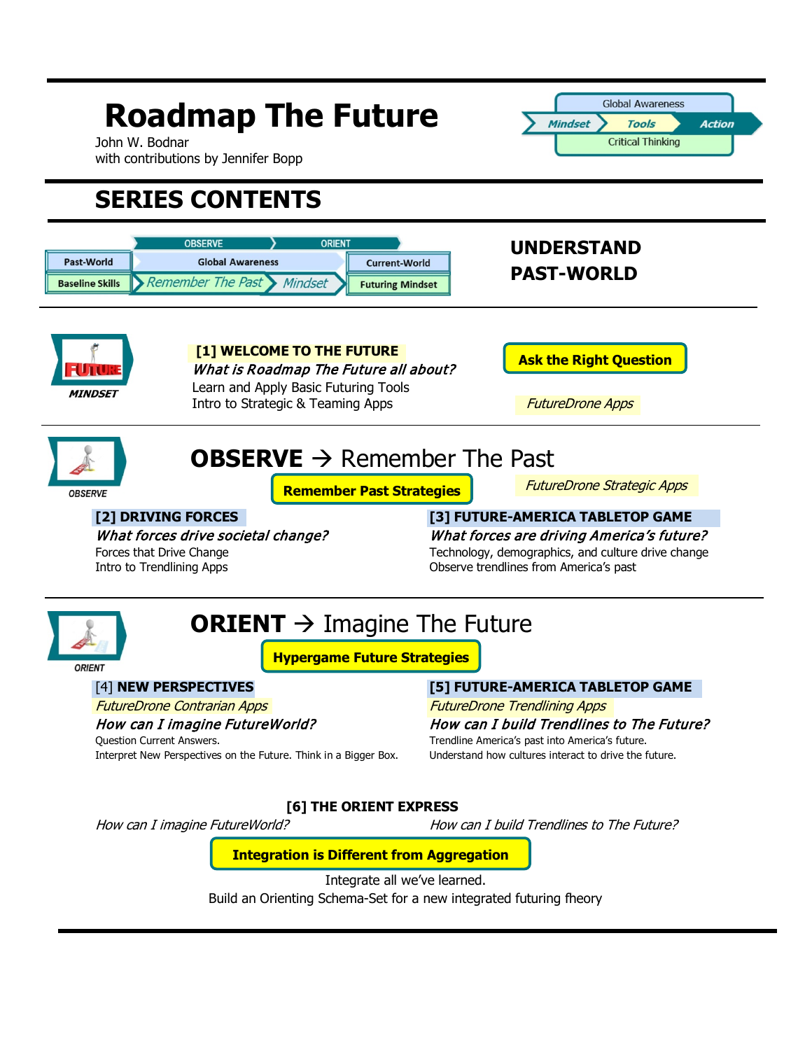# Roadmap The Future

John W. Bodnar
with contributions by Jennifer Bopp

Global Awareness
Mindset | Tools | Action
Critical Thinking

## SERIES CONTENTS

OBSERVE | ORIENT
Past-World | Global Awareness | Current-World
Baseline Skills | Remember The Past | Mindset | Futuring Mindset

## UNDERSTAND PAST-WORLD

MINDSET

**[1] WELCOME TO THE FUTURE**

***What is Roadmap The Future all about?***

Learn and Apply Basic Futuring Tools
Intro to Strategic & Teaming Apps

**Ask the Right Question**

*FutureDrone Apps*

OBSERVE

## OBSERVE → Remember The Past

**Remember Past Strategies**

*FutureDrone Strategic Apps*

**[2] DRIVING FORCES**

***What forces drive societal change?***

Forces that Drive Change
Intro to Trendlining Apps

**[3] FUTURE-AMERICA TABLETOP GAME**

***What forces are driving America's future?***

Technology, demographics, and culture drive change
Observe trendlines from America's past

ORIENT

## ORIENT → Imagine The Future

**Hypergame Future Strategies**

[4] **NEW PERSPECTIVES**

*FutureDrone Contrarian Apps*

***How can I imagine FutureWorld?***

Question Current Answers.
Interpret New Perspectives on the Future. Think in a Bigger Box.

**[5] FUTURE-AMERICA TABLETOP GAME**

*FutureDrone Trendlining Apps*

***How can I build Trendlines to The Future?***

Trendline America's past into America's future.
Understand how cultures interact to drive the future.

**[6] THE ORIENT EXPRESS**

*How can I imagine FutureWorld?* *How can I build Trendlines to The Future?*

**Integration is Different from Aggregation**

Integrate all we've learned.
Build an Orienting Schema-Set for a new integrated futuring fheory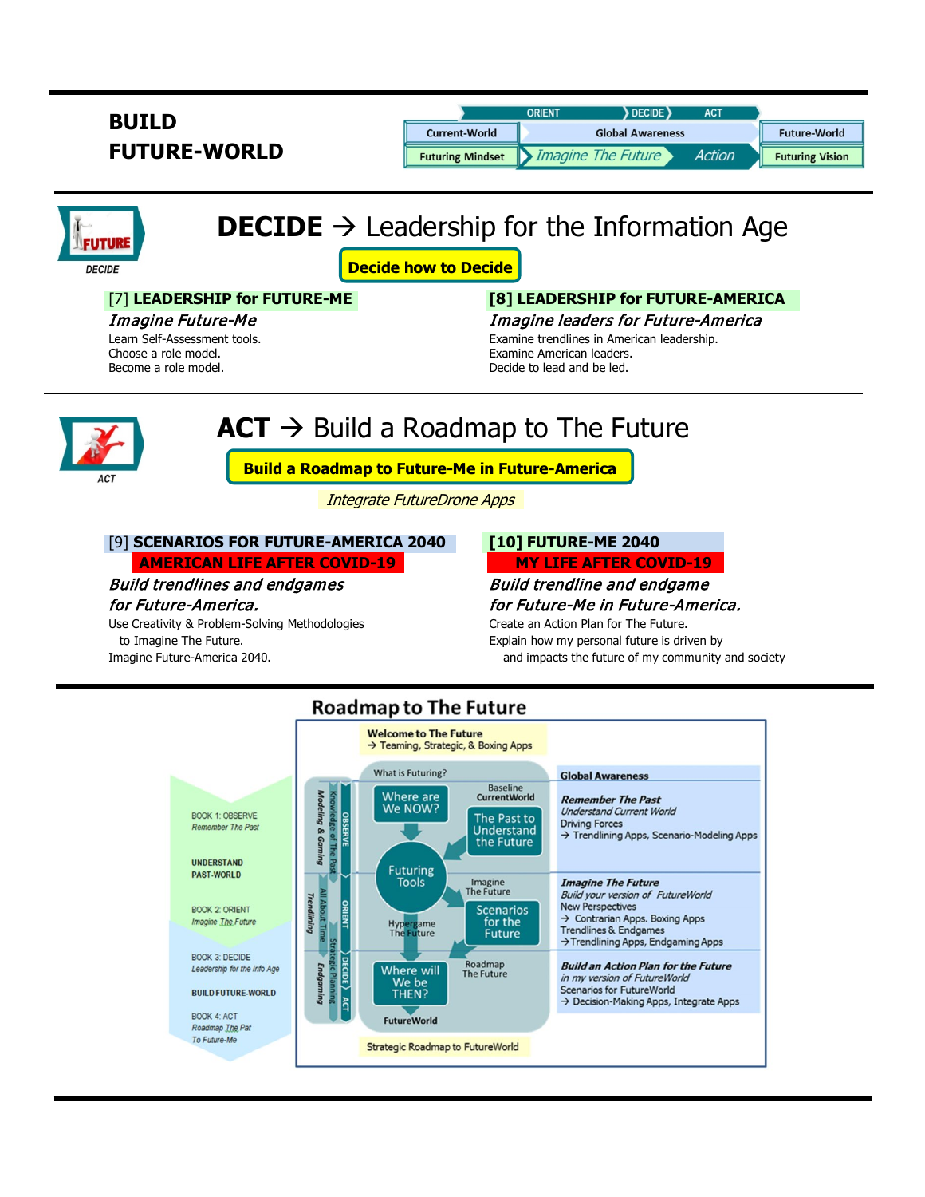# BUILD FUTURE-WORLD

| ORIENT | DECIDE | ACT | |
|---|---|---|---|
| Current-World | Global Awareness | | Future-World |
| Futuring Mindset | Imagine The Future | Action | Futuring Vision |

## DECIDE → Leadership for the Information Age

**Decide how to Decide**

### [7] LEADERSHIP for FUTURE-ME

*Imagine Future-Me*

Learn Self-Assessment tools.
Choose a role model.
Become a role model.

### [8] LEADERSHIP for FUTURE-AMERICA

*Imagine leaders for Future-America*

Examine trendlines in American leadership.
Examine American leaders.
Decide to lead and be led.

## ACT → Build a Roadmap to The Future

**Build a Roadmap to Future-Me in Future-America**

*Integrate FutureDrone Apps*

### [9] SCENARIOS FOR FUTURE-AMERICA 2040

**AMERICAN LIFE AFTER COVID-19**

*Build trendlines and endgames for Future-America.*

Use Creativity & Problem-Solving Methodologies to Imagine The Future.
Imagine Future-America 2040.

### [10] FUTURE-ME 2040

**MY LIFE AFTER COVID-19**

*Build trendline and endgame for Future-Me in Future-America.*

Create an Action Plan for The Future.
Explain how my personal future is driven by and impacts the future of my community and society

## Roadmap to The Future

**Welcome to The Future**
→ Teaming, Strategic, & Boxing Apps

BOOK 1: OBSERVE
*Remember The Past*

**UNDERSTAND PAST-WORLD**

BOOK 2: ORIENT
*Imagine The Future*

BOOK 3: DECIDE
*Leadership for the Info Age*

**BUILD FUTURE-WORLD**

BOOK 4: ACT
*Roadmap The Pat To Future-Me*

Modeling & Gaming — Knowledge of The Past — OBSERVE
Trendlining — All About Time — ORIENT
Endgaming — Strategic Planning — DECIDE — ACT

What is Futuring?

Where are We NOW? — Baseline CurrentWorld — The Past to Understand the Future

Futuring Tools — Imagine The Future — Scenarios for the Future

Hypergame The Future — Roadmap The Future

Where will We be THEN? — FutureWorld

**Global Awareness**

***Remember The Past***
*Understand Current World*
Driving Forces
→ Trendlining Apps, Scenario-Modeling Apps

***Imagine The Future***
*Build your version of FutureWorld*
New Perspectives
→ Contrarian Apps, Boxing Apps
Trendlines & Endgames
→Trendlining Apps, Endgaming Apps

***Build an Action Plan for the Future***
*in my version of FutureWorld*
Scenarios for FutureWorld
→ Decision-Making Apps, Integrate Apps

Strategic Roadmap to FutureWorld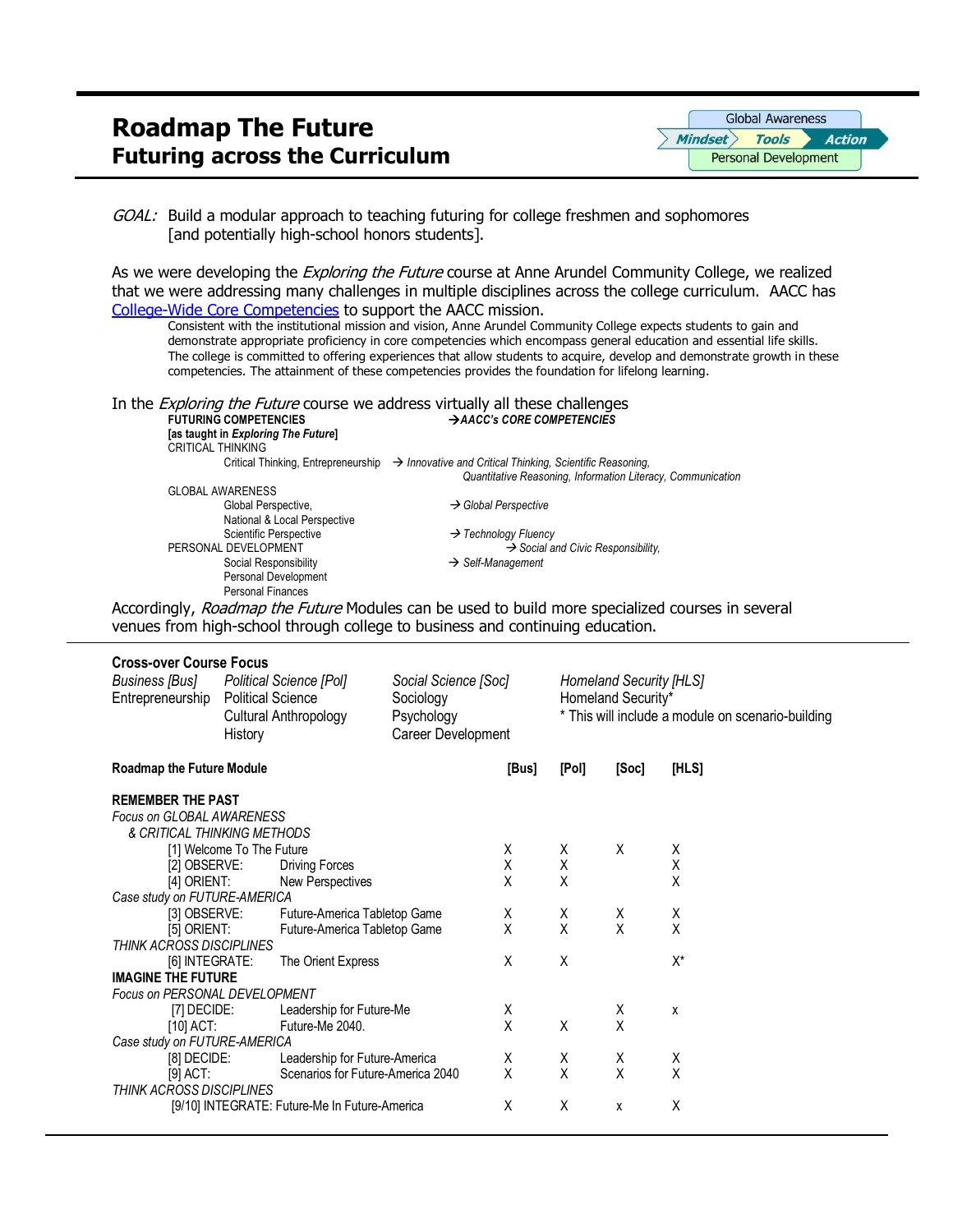# Roadmap The Future
## Futuring across the Curriculum

Global Awareness
Mindset › Tools › Action
Personal Development

*GOAL:* Build a modular approach to teaching futuring for college freshmen and sophomores [and potentially high-school honors students].

As we were developing the *Exploring the Future* course at Anne Arundel Community College, we realized that we were addressing many challenges in multiple disciplines across the college curriculum. AACC has College-Wide Core Competencies to support the AACC mission.

> Consistent with the institutional mission and vision, Anne Arundel Community College expects students to gain and demonstrate appropriate proficiency in core competencies which encompass general education and essential life skills. The college is committed to offering experiences that allow students to acquire, develop and demonstrate growth in these competencies. The attainment of these competencies provides the foundation for lifelong learning.

In the *Exploring the Future* course we address virtually all these challenges

| **FUTURING COMPETENCIES [as taught in *Exploring The Future*]** | **→*AACC's CORE COMPETENCIES*** |
|---|---|
| CRITICAL THINKING | |
| Critical Thinking, Entrepreneurship | → *Innovative and Critical Thinking, Scientific Reasoning, Quantitative Reasoning, Information Literacy, Communication* |
| GLOBAL AWARENESS | |
| Global Perspective, | → *Global Perspective* |
| National & Local Perspective | |
| Scientific Perspective | → *Technology Fluency* |
| PERSONAL DEVELOPMENT | → *Social and Civic Responsibility,* |
| Social Responsibility | → *Self-Management* |
| Personal Development | |
| Personal Finances | |

Accordingly, *Roadmap the Future* Modules can be used to build more specialized courses in several venues from high-school through college to business and continuing education.

---

**Cross-over Course Focus**

| *Business [Bus]* | *Political Science [Pol]* | *Social Science [Soc]* | *Homeland Security [HLS]* |
|---|---|---|---|
| Entrepreneurship | Political Science | Sociology | Homeland Security* |
| | Cultural Anthropology | Psychology | * This will include a module on scenario-building |
| | History | Career Development | |

| **Roadmap the Future Module** | **[Bus]** | **[Pol]** | **[Soc]** | **[HLS]** |
|---|---|---|---|---|
| **REMEMBER THE PAST** | | | | |
| *Focus on GLOBAL AWARENESS & CRITICAL THINKING METHODS* | | | | |
| [1] Welcome To The Future | X | X | X | X |
| [2] OBSERVE: Driving Forces | X | X | | X |
| [4] ORIENT: New Perspectives | X | X | | X |
| *Case study on FUTURE-AMERICA* | | | | |
| [3] OBSERVE: Future-America Tabletop Game | X | X | X | X |
| [5] ORIENT: Future-America Tabletop Game | X | X | X | X |
| *THINK ACROSS DISCIPLINES* | | | | |
| [6] INTEGRATE: The Orient Express | X | X | | X* |
| **IMAGINE THE FUTURE** | | | | |
| *Focus on PERSONAL DEVELOPMENT* | | | | |
| [7] DECIDE: Leadership for Future-Me | X | | X | x |
| [10] ACT: Future-Me 2040. | X | X | X | |
| *Case study on FUTURE-AMERICA* | | | | |
| [8] DECIDE: Leadership for Future-America | X | X | X | X |
| [9] ACT: Scenarios for Future-America 2040 | X | X | X | X |
| *THINK ACROSS DISCIPLINES* | | | | |
| [9/10] INTEGRATE: Future-Me In Future-America | X | X | x | X |